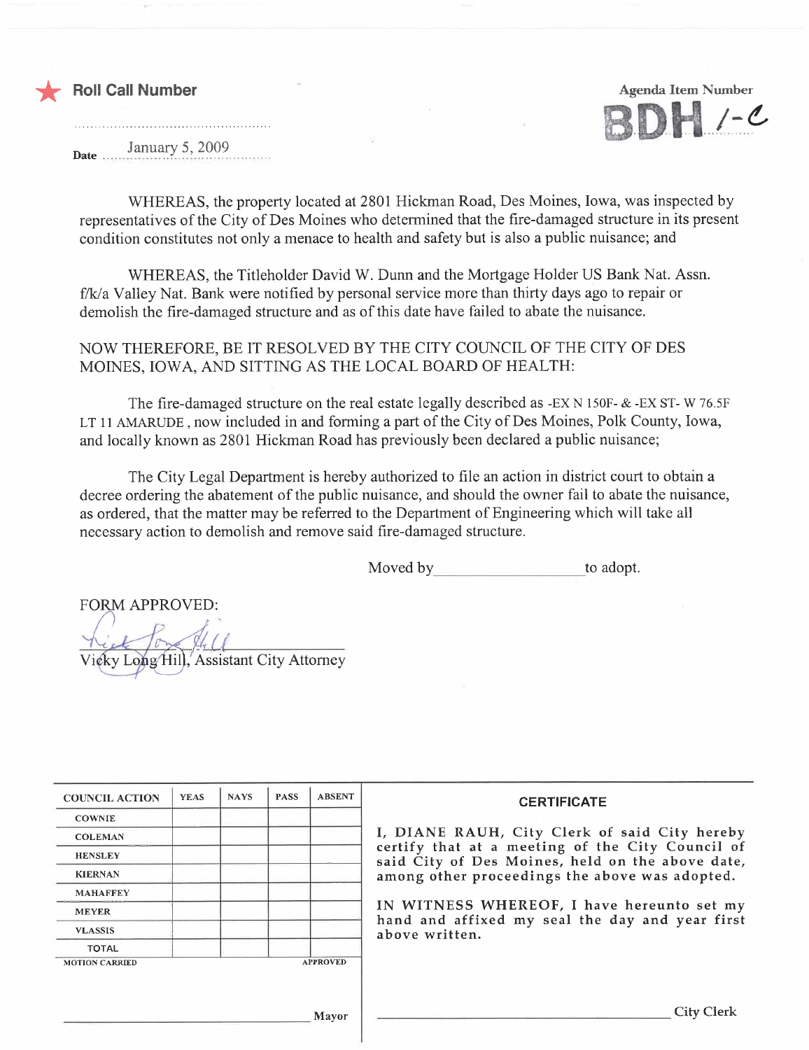★ **Roll Call Number**

..................................................

Date January 5, 2009

Agenda Item Number

BDH 1-C

WHEREAS, the property located at 2801 Hickman Road, Des Moines, Iowa, was inspected by representatives of the City of Des Moines who determined that the fire-damaged structure in its present condition constitutes not only a menace to health and safety but is also a public nuisance; and

WHEREAS, the Titleholder David W. Dunn and the Mortgage Holder US Bank Nat. Assn. f/k/a Valley Nat. Bank were notified by personal service more than thirty days ago to repair or demolish the fire-damaged structure and as of this date have failed to abate the nuisance.

NOW THEREFORE, BE IT RESOLVED BY THE CITY COUNCIL OF THE CITY OF DES MOINES, IOWA, AND SITTING AS THE LOCAL BOARD OF HEALTH:

The fire-damaged structure on the real estate legally described as -EX N 150F- & -EX ST- W 76.5F LT 11 AMARUDE , now included in and forming a part of the City of Des Moines, Polk County, Iowa, and locally known as 2801 Hickman Road has previously been declared a public nuisance;

The City Legal Department is hereby authorized to file an action in district court to obtain a decree ordering the abatement of the public nuisance, and should the owner fail to abate the nuisance, as ordered, that the matter may be referred to the Department of Engineering which will take all necessary action to demolish and remove said fire-damaged structure.

Moved by ____________________ to adopt.

FORM APPROVED:

Vicky Long Hill, Assistant City Attorney

| COUNCIL ACTION | YEAS | NAYS | PASS | ABSENT |
|---|---|---|---|---|
| COWNIE | | | | |
| COLEMAN | | | | |
| HENSLEY | | | | |
| KIERNAN | | | | |
| MAHAFFEY | | | | |
| MEYER | | | | |
| VLASSIS | | | | |
| TOTAL | | | | |

MOTION CARRIED APPROVED

______________________________ Mayor

**CERTIFICATE**

I, DIANE RAUH, City Clerk of said City hereby certify that at a meeting of the City Council of said City of Des Moines, held on the above date, among other proceedings the above was adopted.

IN WITNESS WHEREOF, I have hereunto set my hand and affixed my seal the day and year first above written.

______________________________ City Clerk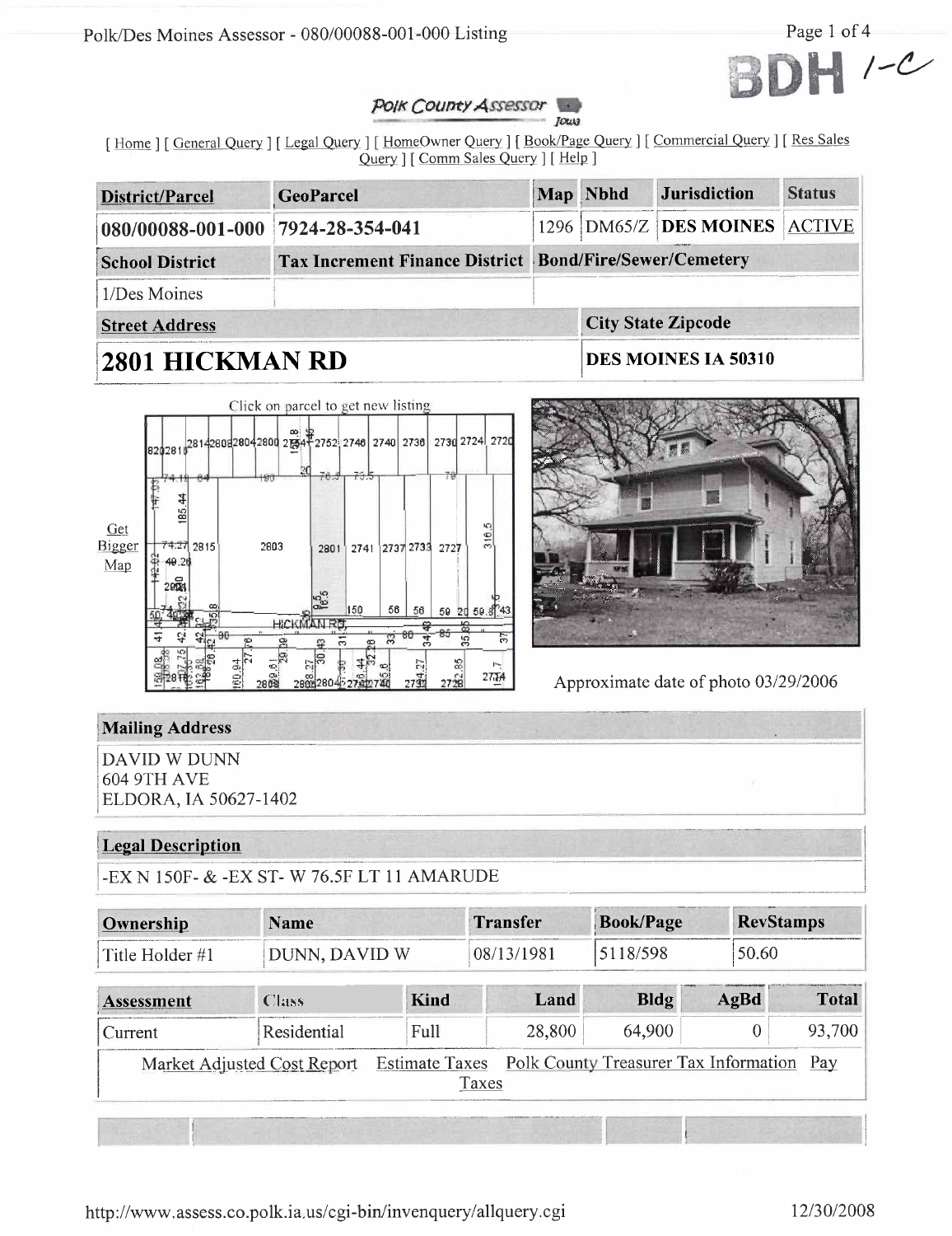BDH 1-C

*Polk County Assessor* Iowa

[ Home ] [ General Query ] [ Legal Query ] [ HomeOwner Query ] [ Book/Page Query ] [ Commercial Query ] [ Res Sales Query ] [ Comm Sales Query ] [ Help ]

| District/Parcel | GeoParcel | Map | Nbhd | Jurisdiction | Status |
|---|---|---|---|---|---|
| 080/00088-001-000 | 7924-28-354-041 | 1296 | DM65/Z | DES MOINES | ACTIVE |

| School District | Tax Increment Finance District | Bond/Fire/Sewer/Cemetery |
|---|---|---|
| 1/Des Moines | | |

| Street Address | City State Zipcode |
|---|---|
| **2801 HICKMAN RD** | **DES MOINES IA 50310** |

Click on parcel to get new listing

Get Bigger Map

Approximate date of photo 03/29/2006

## Mailing Address

DAVID W DUNN
604 9TH AVE
ELDORA, IA 50627-1402

## Legal Description

-EX N 150F- & -EX ST- W 76.5F LT 11 AMARUDE

| Ownership | Name | Transfer | Book/Page | RevStamps |
|---|---|---|---|---|
| Title Holder #1 | DUNN, DAVID W | 08/13/1981 | 5118/598 | 50.60 |

| Assessment | Class | Kind | Land | Bldg | AgBd | Total |
|---|---|---|---|---|---|---|
| Current | Residential | Full | 28,800 | 64,900 | 0 | 93,700 |

Market Adjusted Cost Report   Estimate Taxes   Polk County Treasurer Tax Information   Pay Taxes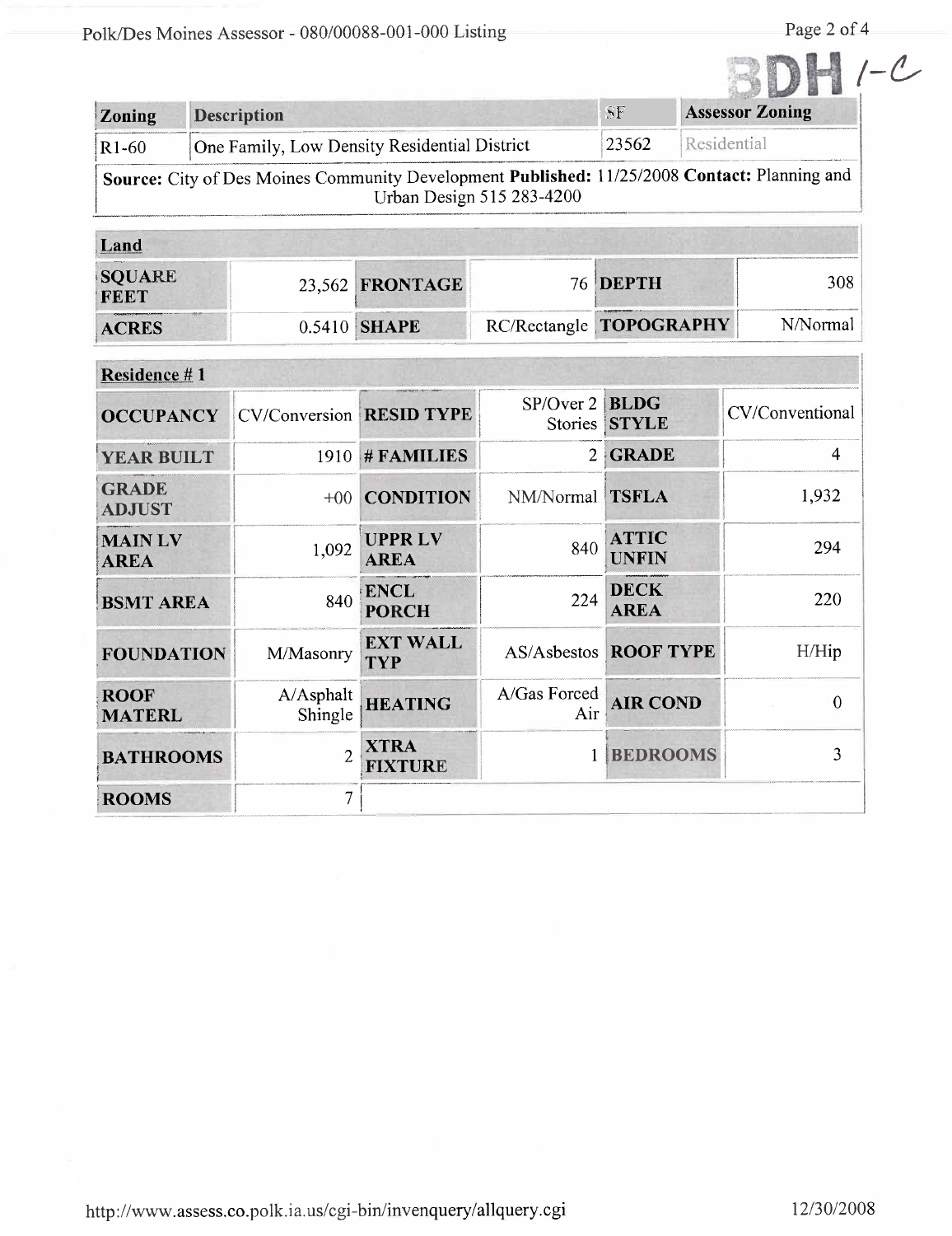BDH 1-C

| Zoning | Description | SF | Assessor Zoning |
|---|---|---|---|
| R1-60 | One Family, Low Density Residential District | 23562 | Residential |

**Source:** City of Des Moines Community Development **Published:** 11/25/2008 **Contact:** Planning and Urban Design 515 283-4200

| Land | | | | | |
|---|---|---|---|---|---|
| **SQUARE FEET** | 23,562 | **FRONTAGE** | 76 | **DEPTH** | 308 |
| **ACRES** | 0.5410 | **SHAPE** | RC/Rectangle | **TOPOGRAPHY** | N/Normal |

| Residence # 1 | | | | | |
|---|---|---|---|---|---|
| **OCCUPANCY** | CV/Conversion | **RESID TYPE** | SP/Over 2 Stories | **BLDG STYLE** | CV/Conventional |
| **YEAR BUILT** | 1910 | **# FAMILIES** | 2 | **GRADE** | 4 |
| **GRADE ADJUST** | +00 | **CONDITION** | NM/Normal | **TSFLA** | 1,932 |
| **MAIN LV AREA** | 1,092 | **UPPR LV AREA** | 840 | **ATTIC UNFIN** | 294 |
| **BSMT AREA** | 840 | **ENCL PORCH** | 224 | **DECK AREA** | 220 |
| **FOUNDATION** | M/Masonry | **EXT WALL TYP** | AS/Asbestos | **ROOF TYPE** | H/Hip |
| **ROOF MATERL** | A/Asphalt Shingle | **HEATING** | A/Gas Forced Air | **AIR COND** | 0 |
| **BATHROOMS** | 2 | **XTRA FIXTURE** | 1 | **BEDROOMS** | 3 |
| **ROOMS** | 7 | | | | |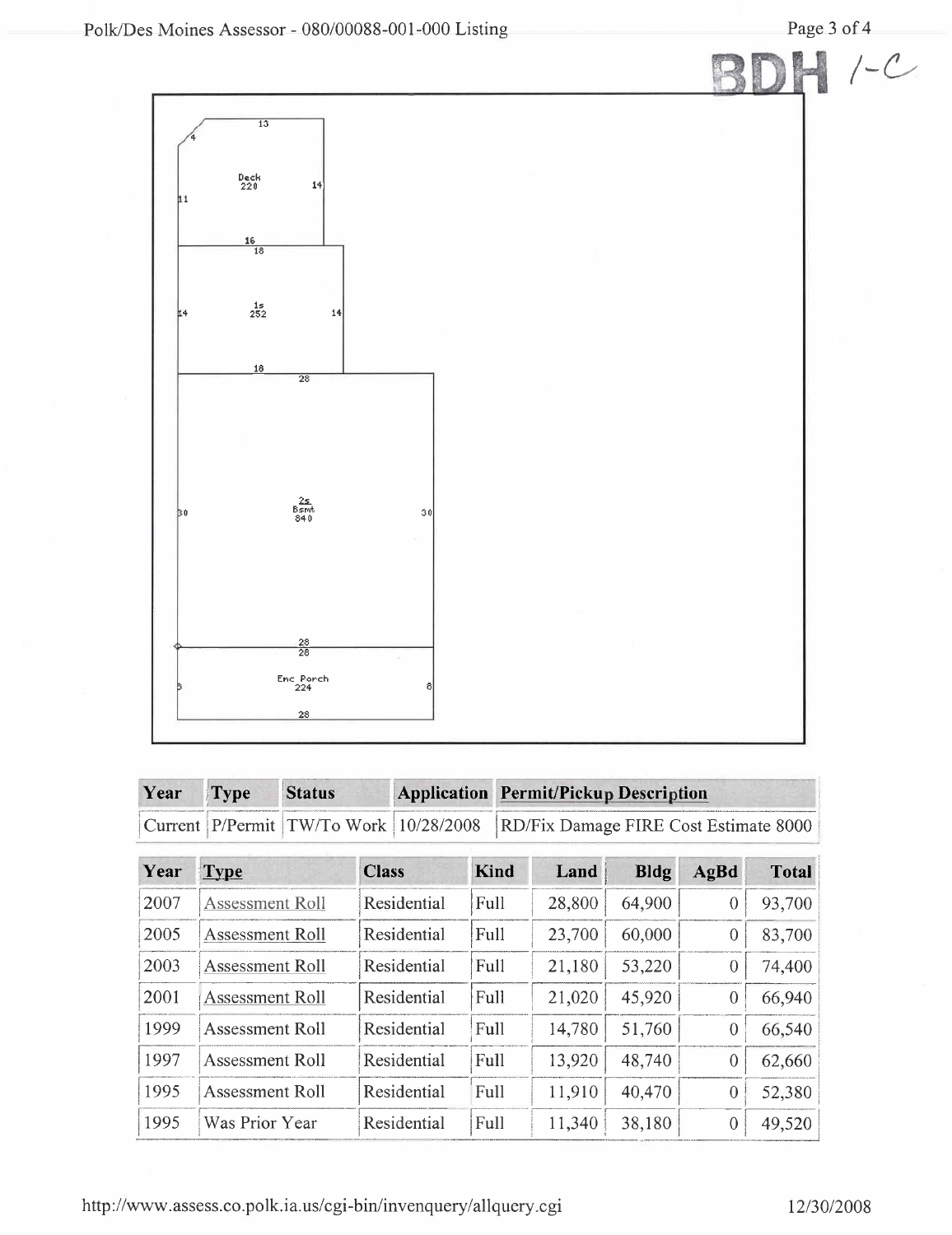BDH 1-C

Deck 220

1s 252

2s Bsmt 840

Enc Porch 224

| Year | Type | Status | Application | Permit/Pickup Description |
| --- | --- | --- | --- | --- |
| Current | P/Permit | TW/To Work | 10/28/2008 | RD/Fix Damage FIRE Cost Estimate 8000 |

| Year | Type | Class | Kind | Land | Bldg | AgBd | Total |
| --- | --- | --- | --- | --- | --- | --- | --- |
| 2007 | Assessment Roll | Residential | Full | 28,800 | 64,900 | 0 | 93,700 |
| 2005 | Assessment Roll | Residential | Full | 23,700 | 60,000 | 0 | 83,700 |
| 2003 | Assessment Roll | Residential | Full | 21,180 | 53,220 | 0 | 74,400 |
| 2001 | Assessment Roll | Residential | Full | 21,020 | 45,920 | 0 | 66,940 |
| 1999 | Assessment Roll | Residential | Full | 14,780 | 51,760 | 0 | 66,540 |
| 1997 | Assessment Roll | Residential | Full | 13,920 | 48,740 | 0 | 62,660 |
| 1995 | Assessment Roll | Residential | Full | 11,910 | 40,470 | 0 | 52,380 |
| 1995 | Was Prior Year | Residential | Full | 11,340 | 38,180 | 0 | 49,520 |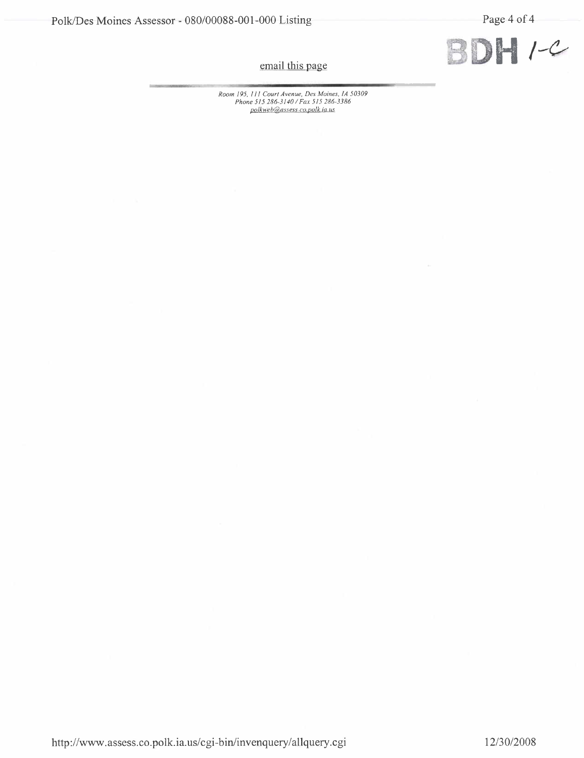BDH 1-C

email this page

*Room 195, 111 Court Avenue, Des Moines, IA 50309*
*Phone 515 286-3140 / Fax 515 286-3386*
*polkweb@assess.co.polk.ia.us*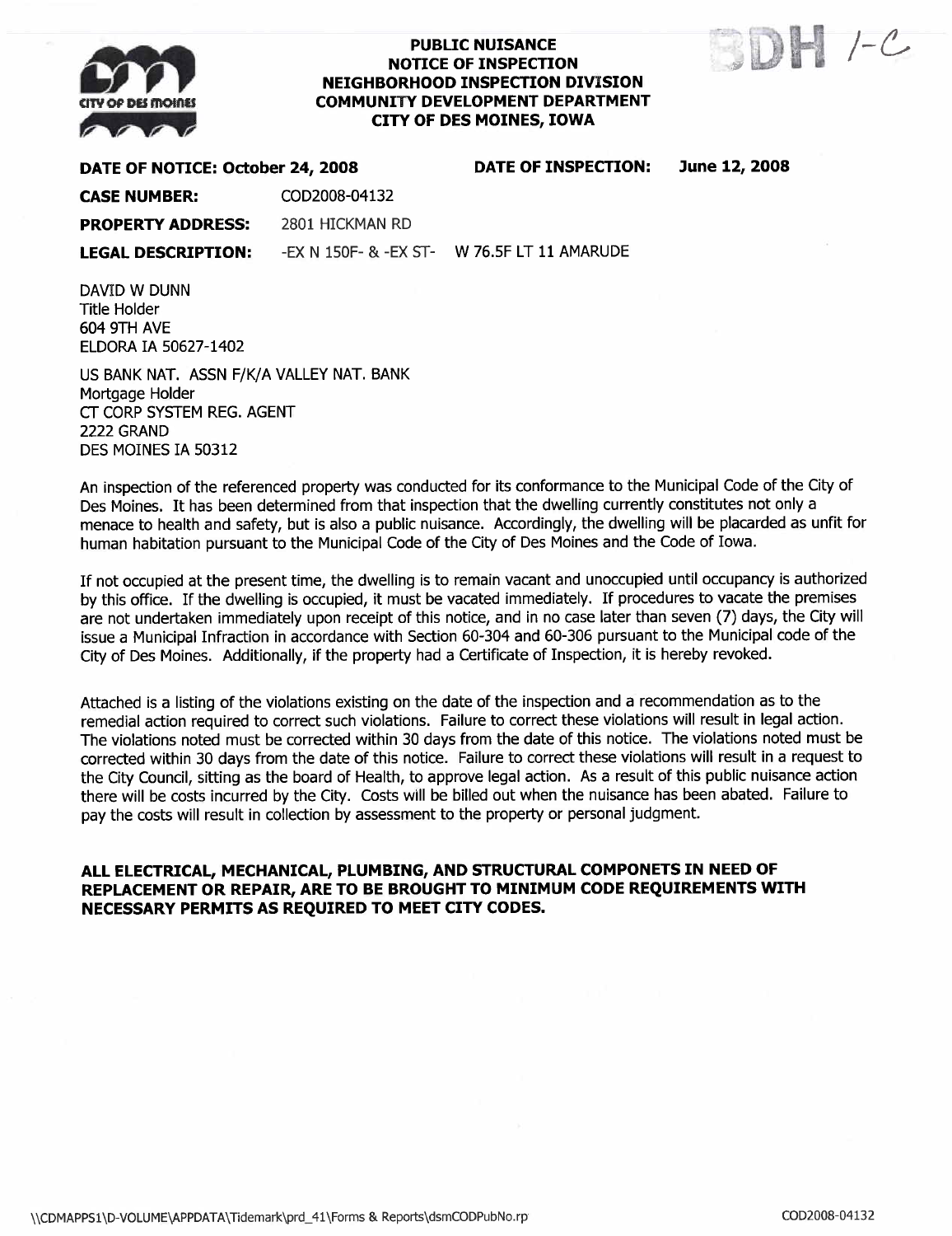BDH 1-C

**PUBLIC NUISANCE**
**NOTICE OF INSPECTION**
**NEIGHBORHOOD INSPECTION DIVISION**
**COMMUNITY DEVELOPMENT DEPARTMENT**
**CITY OF DES MOINES, IOWA**

**DATE OF NOTICE: October 24, 2008** **DATE OF INSPECTION: June 12, 2008**

**CASE NUMBER:** COD2008-04132

**PROPERTY ADDRESS:** 2801 HICKMAN RD

**LEGAL DESCRIPTION:** -EX N 150F- & -EX ST- W 76.5F LT 11 AMARUDE

DAVID W DUNN
Title Holder
604 9TH AVE
ELDORA IA 50627-1402

US BANK NAT. ASSN F/K/A VALLEY NAT. BANK
Mortgage Holder
CT CORP SYSTEM REG. AGENT
2222 GRAND
DES MOINES IA 50312

An inspection of the referenced property was conducted for its conformance to the Municipal Code of the City of Des Moines. It has been determined from that inspection that the dwelling currently constitutes not only a menace to health and safety, but is also a public nuisance. Accordingly, the dwelling will be placarded as unfit for human habitation pursuant to the Municipal Code of the City of Des Moines and the Code of Iowa.

If not occupied at the present time, the dwelling is to remain vacant and unoccupied until occupancy is authorized by this office. If the dwelling is occupied, it must be vacated immediately. If procedures to vacate the premises are not undertaken immediately upon receipt of this notice, and in no case later than seven (7) days, the City will issue a Municipal Infraction in accordance with Section 60-304 and 60-306 pursuant to the Municipal code of the City of Des Moines. Additionally, if the property had a Certificate of Inspection, it is hereby revoked.

Attached is a listing of the violations existing on the date of the inspection and a recommendation as to the remedial action required to correct such violations. Failure to correct these violations will result in legal action. The violations noted must be corrected within 30 days from the date of this notice. The violations noted must be corrected within 30 days from the date of this notice. Failure to correct these violations will result in a request to the City Council, sitting as the board of Health, to approve legal action. As a result of this public nuisance action there will be costs incurred by the City. Costs will be billed out when the nuisance has been abated. Failure to pay the costs will result in collection by assessment to the property or personal judgment.

**ALL ELECTRICAL, MECHANICAL, PLUMBING, AND STRUCTURAL COMPONETS IN NEED OF REPLACEMENT OR REPAIR, ARE TO BE BROUGHT TO MINIMUM CODE REQUIREMENTS WITH NECESSARY PERMITS AS REQUIRED TO MEET CITY CODES.**

\\CDMAPPS1\D-VOLUME\APPDATA\Tidemark\prd_41\Forms & Reports\dsmCODPubNo.rp COD2008-04132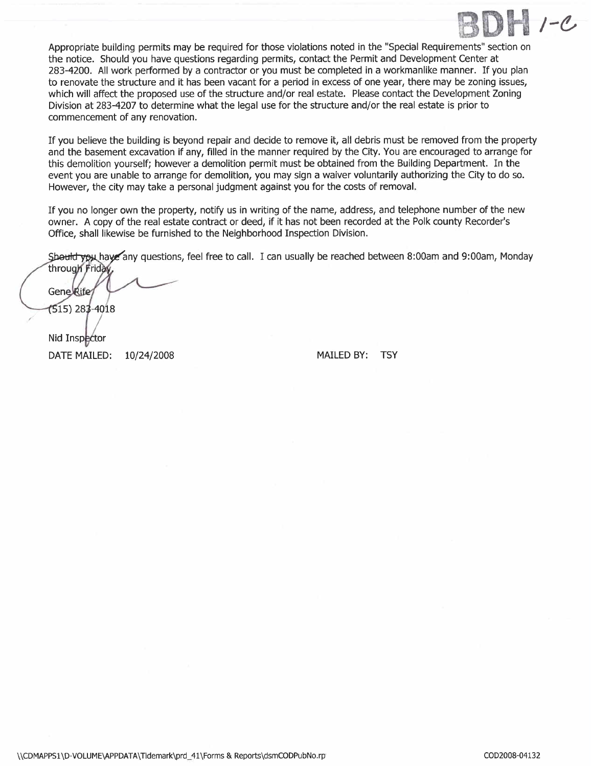BDH 1-C

Appropriate building permits may be required for those violations noted in the "Special Requirements" section on the notice. Should you have questions regarding permits, contact the Permit and Development Center at 283-4200. All work performed by a contractor or you must be completed in a workmanlike manner. If you plan to renovate the structure and it has been vacant for a period in excess of one year, there may be zoning issues, which will affect the proposed use of the structure and/or real estate. Please contact the Development Zoning Division at 283-4207 to determine what the legal use for the structure and/or the real estate is prior to commencement of any renovation.

If you believe the building is beyond repair and decide to remove it, all debris must be removed from the property and the basement excavation if any, filled in the manner required by the City. You are encouraged to arrange for this demolition yourself; however a demolition permit must be obtained from the Building Department. In the event you are unable to arrange for demolition, you may sign a waiver voluntarily authorizing the City to do so. However, the city may take a personal judgment against you for the costs of removal.

If you no longer own the property, notify us in writing of the name, address, and telephone number of the new owner. A copy of the real estate contract or deed, if it has not been recorded at the Polk county Recorder's Office, shall likewise be furnished to the Neighborhood Inspection Division.

Should you have any questions, feel free to call. I can usually be reached between 8:00am and 9:00am, Monday through Friday.

Gene Rife
(515) 283-4018

Nid Inspector

DATE MAILED: 10/24/2008 MAILED BY: TSY

\\CDMAPPS1\D-VOLUME\APPDATA\Tidemark\prd_41\Forms & Reports\dsmCODPubNo.rp COD2008-04132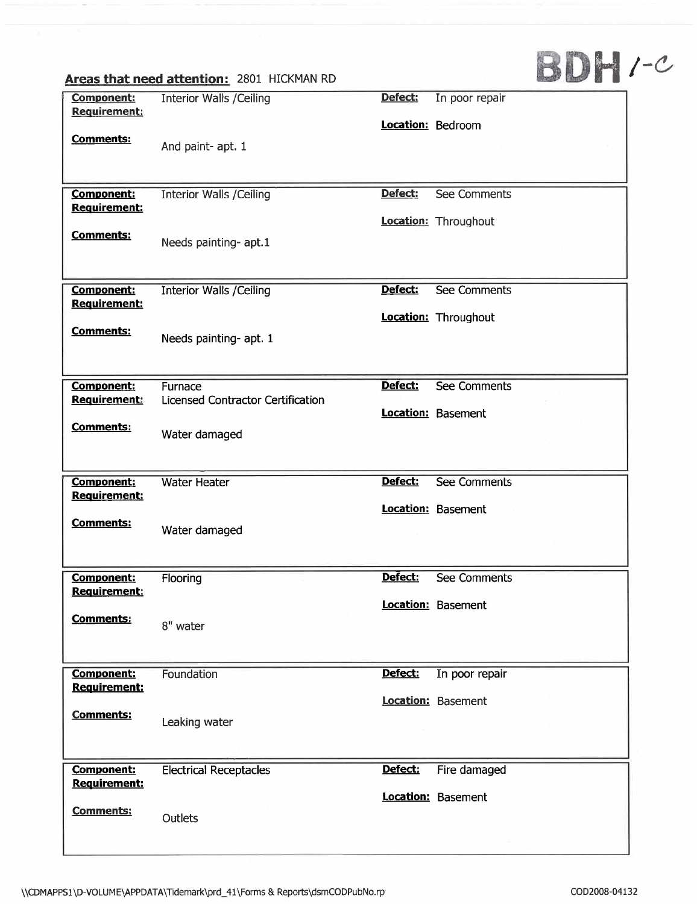BDH 1-C

**Areas that need attention:** 2801 HICKMAN RD

| Component | Requirement | Comments | Defect | Location |
|---|---|---|---|---|
| Interior Walls /Ceiling | | And paint- apt. 1 | In poor repair | Bedroom |
| Interior Walls /Ceiling | | Needs painting- apt.1 | See Comments | Throughout |
| Interior Walls /Ceiling | | Needs painting- apt. 1 | See Comments | Throughout |
| Furnace | Licensed Contractor Certification | Water damaged | See Comments | Basement |
| Water Heater | | Water damaged | See Comments | Basement |
| Flooring | | 8" water | See Comments | Basement |
| Foundation | | Leaking water | In poor repair | Basement |
| Electrical Receptacles | | Outlets | Fire damaged | Basement |

\\CDMAPPS1\D-VOLUME\APPDATA\Tidemark\prd_41\Forms & Reports\dsmCODPubNo.rp

COD2008-04132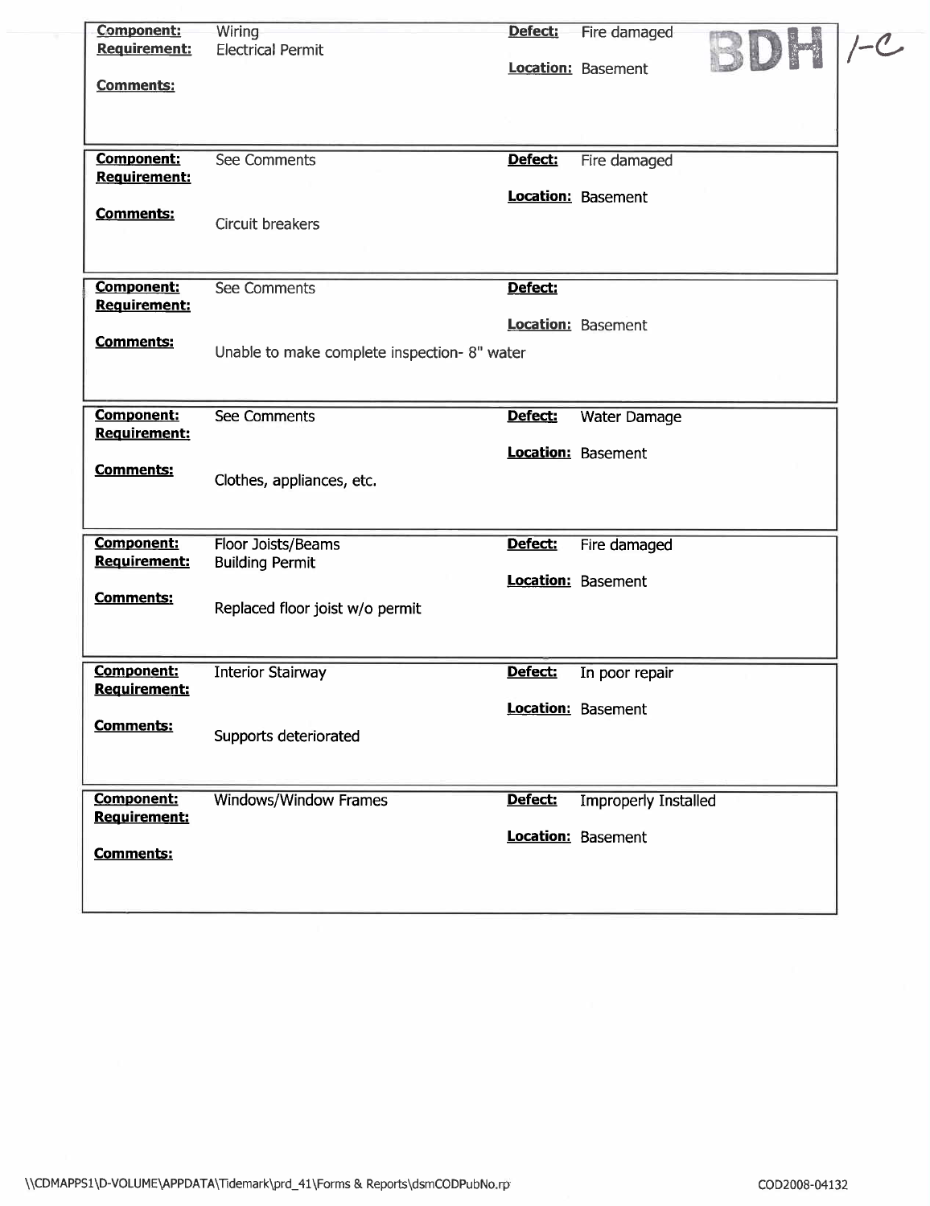BDH 1-C

| | | | |
|---|---|---|---|
| **Component:** | Wiring | **Defect:** | Fire damaged |
| **Requirement:** | Electrical Permit | **Location:** | Basement |
| **Comments:** | | | |

| | | | |
|---|---|---|---|
| **Component:** | See Comments | **Defect:** | Fire damaged |
| **Requirement:** | | **Location:** | Basement |
| **Comments:** | Circuit breakers | | |

| | | | |
|---|---|---|---|
| **Component:** | See Comments | **Defect:** | |
| **Requirement:** | | **Location:** | Basement |
| **Comments:** | Unable to make complete inspection- 8" water | | |

| | | | |
|---|---|---|---|
| **Component:** | See Comments | **Defect:** | Water Damage |
| **Requirement:** | | **Location:** | Basement |
| **Comments:** | Clothes, appliances, etc. | | |

| | | | |
|---|---|---|---|
| **Component:** | Floor Joists/Beams | **Defect:** | Fire damaged |
| **Requirement:** | Building Permit | **Location:** | Basement |
| **Comments:** | Replaced floor joist w/o permit | | |

| | | | |
|---|---|---|---|
| **Component:** | Interior Stairway | **Defect:** | In poor repair |
| **Requirement:** | | **Location:** | Basement |
| **Comments:** | Supports deteriorated | | |

| | | | |
|---|---|---|---|
| **Component:** | Windows/Window Frames | **Defect:** | Improperly Installed |
| **Requirement:** | | **Location:** | Basement |
| **Comments:** | | | |

\\CDMAPPS1\D-VOLUME\APPDATA\Tidemark\prd_41\Forms & Reports\dsmCODPubNo.rp COD2008-04132